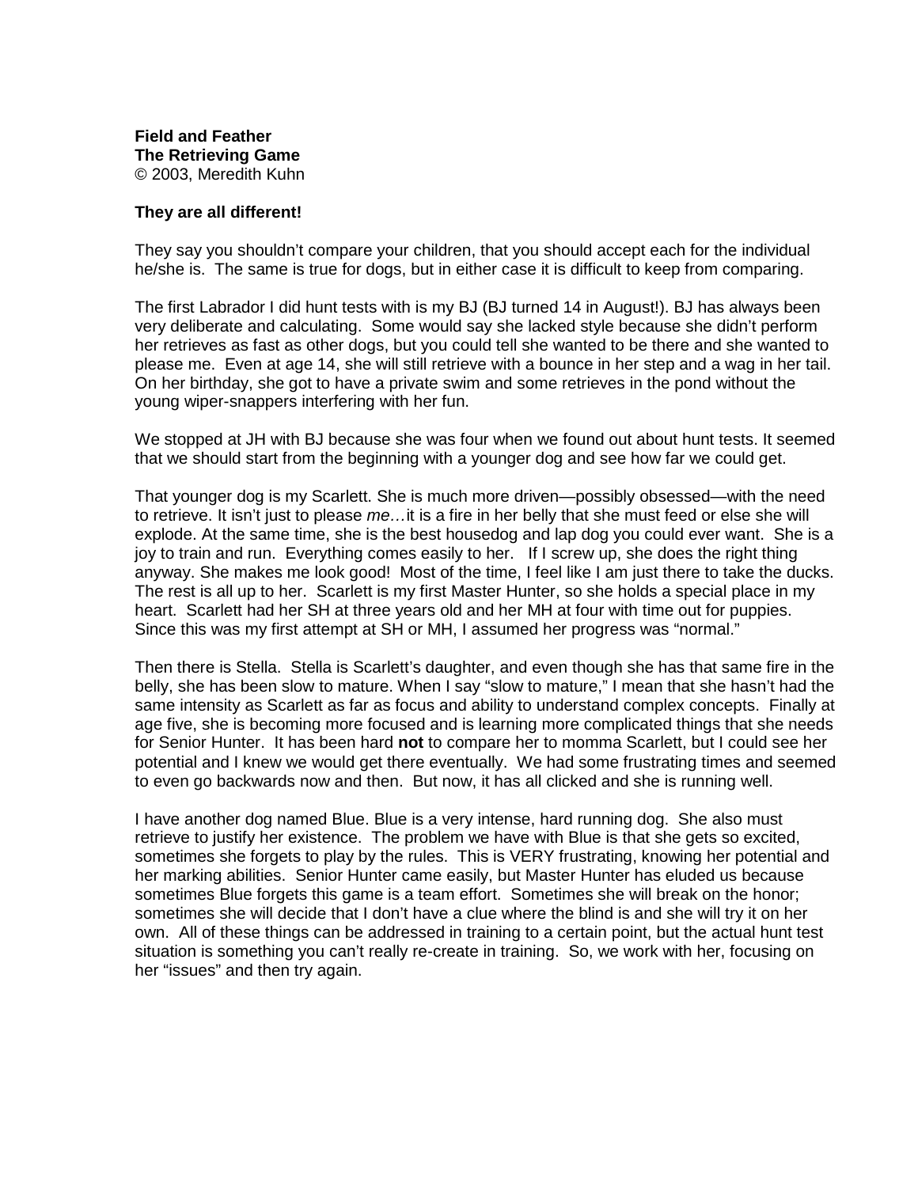**Field and Feather**
**The Retrieving Game**
© 2003, Meredith Kuhn

**They are all different!**

They say you shouldn't compare your children, that you should accept each for the individual he/she is. The same is true for dogs, but in either case it is difficult to keep from comparing.

The first Labrador I did hunt tests with is my BJ (BJ turned 14 in August!). BJ has always been very deliberate and calculating. Some would say she lacked style because she didn't perform her retrieves as fast as other dogs, but you could tell she wanted to be there and she wanted to please me. Even at age 14, she will still retrieve with a bounce in her step and a wag in her tail. On her birthday, she got to have a private swim and some retrieves in the pond without the young wiper-snappers interfering with her fun.

We stopped at JH with BJ because she was four when we found out about hunt tests. It seemed that we should start from the beginning with a younger dog and see how far we could get.

That younger dog is my Scarlett. She is much more driven—possibly obsessed—with the need to retrieve. It isn't just to please *me…*it is a fire in her belly that she must feed or else she will explode. At the same time, she is the best housedog and lap dog you could ever want. She is a joy to train and run. Everything comes easily to her. If I screw up, she does the right thing anyway. She makes me look good! Most of the time, I feel like I am just there to take the ducks. The rest is all up to her. Scarlett is my first Master Hunter, so she holds a special place in my heart. Scarlett had her SH at three years old and her MH at four with time out for puppies. Since this was my first attempt at SH or MH, I assumed her progress was "normal."

Then there is Stella. Stella is Scarlett's daughter, and even though she has that same fire in the belly, she has been slow to mature. When I say "slow to mature," I mean that she hasn't had the same intensity as Scarlett as far as focus and ability to understand complex concepts. Finally at age five, she is becoming more focused and is learning more complicated things that she needs for Senior Hunter. It has been hard **not** to compare her to momma Scarlett, but I could see her potential and I knew we would get there eventually. We had some frustrating times and seemed to even go backwards now and then. But now, it has all clicked and she is running well.

I have another dog named Blue. Blue is a very intense, hard running dog. She also must retrieve to justify her existence. The problem we have with Blue is that she gets so excited, sometimes she forgets to play by the rules. This is VERY frustrating, knowing her potential and her marking abilities. Senior Hunter came easily, but Master Hunter has eluded us because sometimes Blue forgets this game is a team effort. Sometimes she will break on the honor; sometimes she will decide that I don't have a clue where the blind is and she will try it on her own. All of these things can be addressed in training to a certain point, but the actual hunt test situation is something you can't really re-create in training. So, we work with her, focusing on her "issues" and then try again.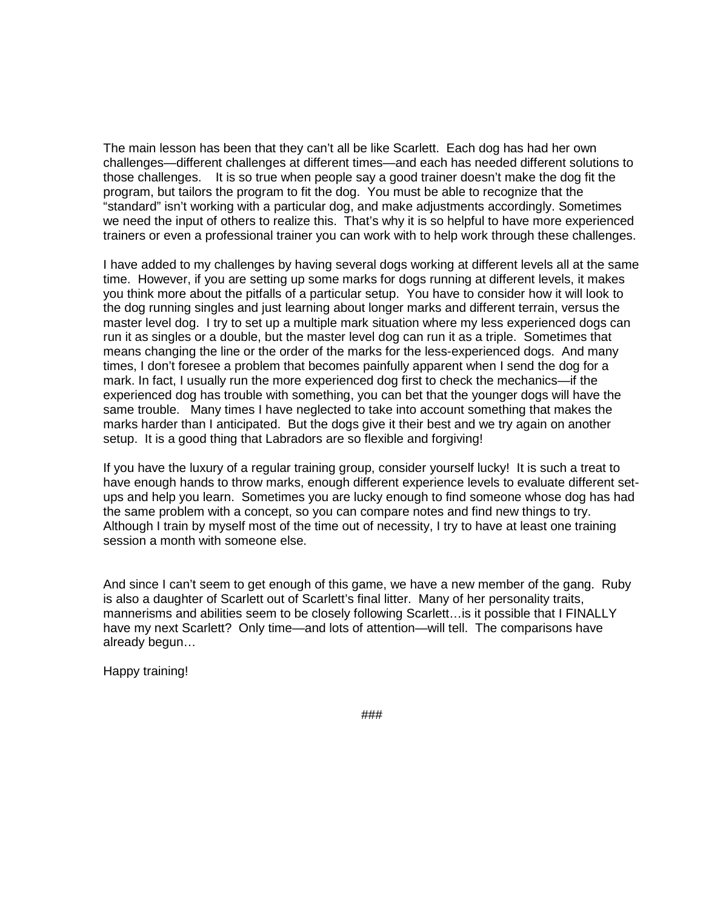The main lesson has been that they can't all be like Scarlett. Each dog has had her own challenges—different challenges at different times—and each has needed different solutions to those challenges. It is so true when people say a good trainer doesn't make the dog fit the program, but tailors the program to fit the dog. You must be able to recognize that the "standard" isn't working with a particular dog, and make adjustments accordingly. Sometimes we need the input of others to realize this. That's why it is so helpful to have more experienced trainers or even a professional trainer you can work with to help work through these challenges.

I have added to my challenges by having several dogs working at different levels all at the same time. However, if you are setting up some marks for dogs running at different levels, it makes you think more about the pitfalls of a particular setup. You have to consider how it will look to the dog running singles and just learning about longer marks and different terrain, versus the master level dog. I try to set up a multiple mark situation where my less experienced dogs can run it as singles or a double, but the master level dog can run it as a triple. Sometimes that means changing the line or the order of the marks for the less-experienced dogs. And many times, I don't foresee a problem that becomes painfully apparent when I send the dog for a mark. In fact, I usually run the more experienced dog first to check the mechanics—if the experienced dog has trouble with something, you can bet that the younger dogs will have the same trouble. Many times I have neglected to take into account something that makes the marks harder than I anticipated. But the dogs give it their best and we try again on another setup. It is a good thing that Labradors are so flexible and forgiving!

If you have the luxury of a regular training group, consider yourself lucky! It is such a treat to have enough hands to throw marks, enough different experience levels to evaluate different set-ups and help you learn. Sometimes you are lucky enough to find someone whose dog has had the same problem with a concept, so you can compare notes and find new things to try. Although I train by myself most of the time out of necessity, I try to have at least one training session a month with someone else.

And since I can't seem to get enough of this game, we have a new member of the gang. Ruby is also a daughter of Scarlett out of Scarlett's final litter. Many of her personality traits, mannerisms and abilities seem to be closely following Scarlett…is it possible that I FINALLY have my next Scarlett? Only time—and lots of attention—will tell. The comparisons have already begun…

Happy training!

###